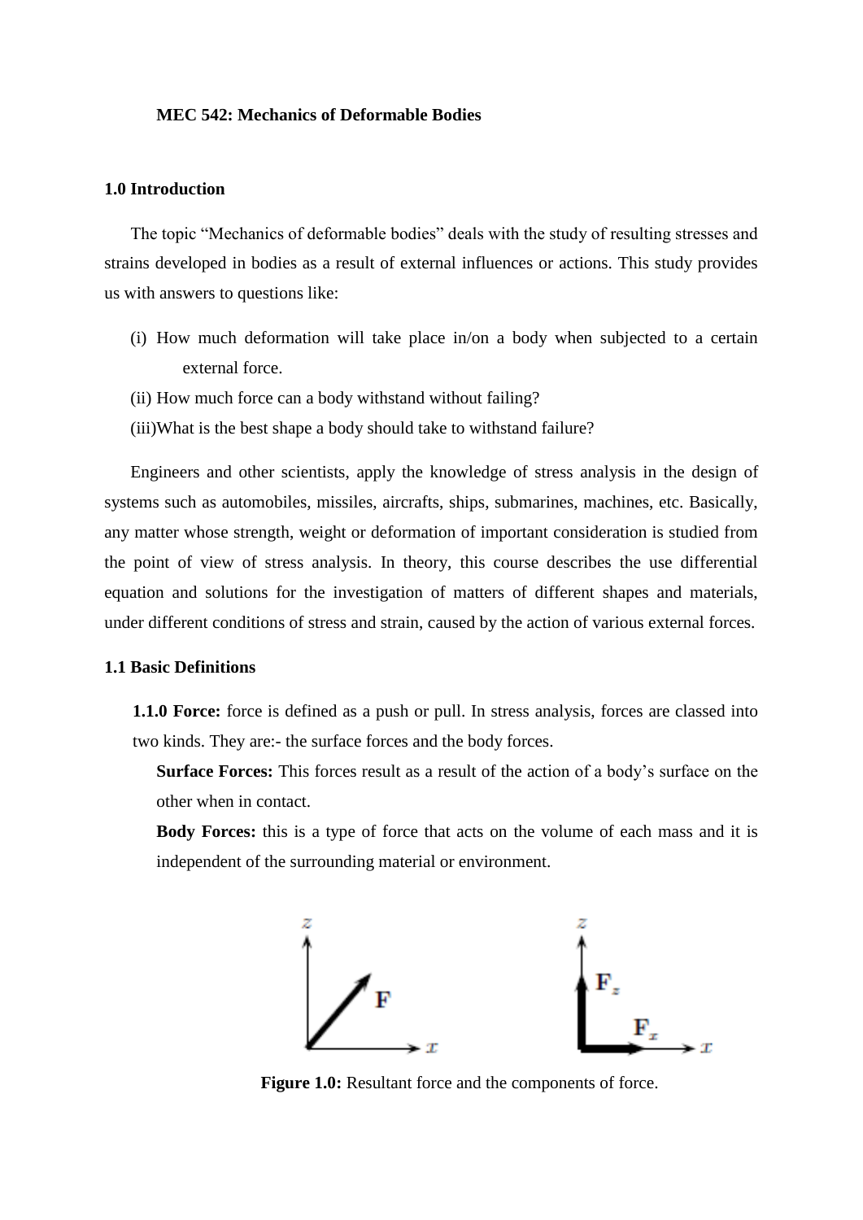**MEC 542: Mechanics of Deformable Bodies**

## 1.0 Introduction

The topic "Mechanics of deformable bodies" deals with the study of resulting stresses and strains developed in bodies as a result of external influences or actions. This study provides us with answers to questions like:

(i) How much deformation will take place in/on a body when subjected to a certain external force.

(ii) How much force can a body withstand without failing?

(iii)What is the best shape a body should take to withstand failure?

Engineers and other scientists, apply the knowledge of stress analysis in the design of systems such as automobiles, missiles, aircrafts, ships, submarines, machines, etc. Basically, any matter whose strength, weight or deformation of important consideration is studied from the point of view of stress analysis. In theory, this course describes the use differential equation and solutions for the investigation of matters of different shapes and materials, under different conditions of stress and strain, caused by the action of various external forces.

## 1.1 Basic Definitions

**1.1.0 Force:** force is defined as a push or pull. In stress analysis, forces are classed into two kinds. They are:- the surface forces and the body forces.

**Surface Forces:** This forces result as a result of the action of a body's surface on the other when in contact.

**Body Forces:** this is a type of force that acts on the volume of each mass and it is independent of the surrounding material or environment.

**Figure 1.0:** Resultant force and the components of force.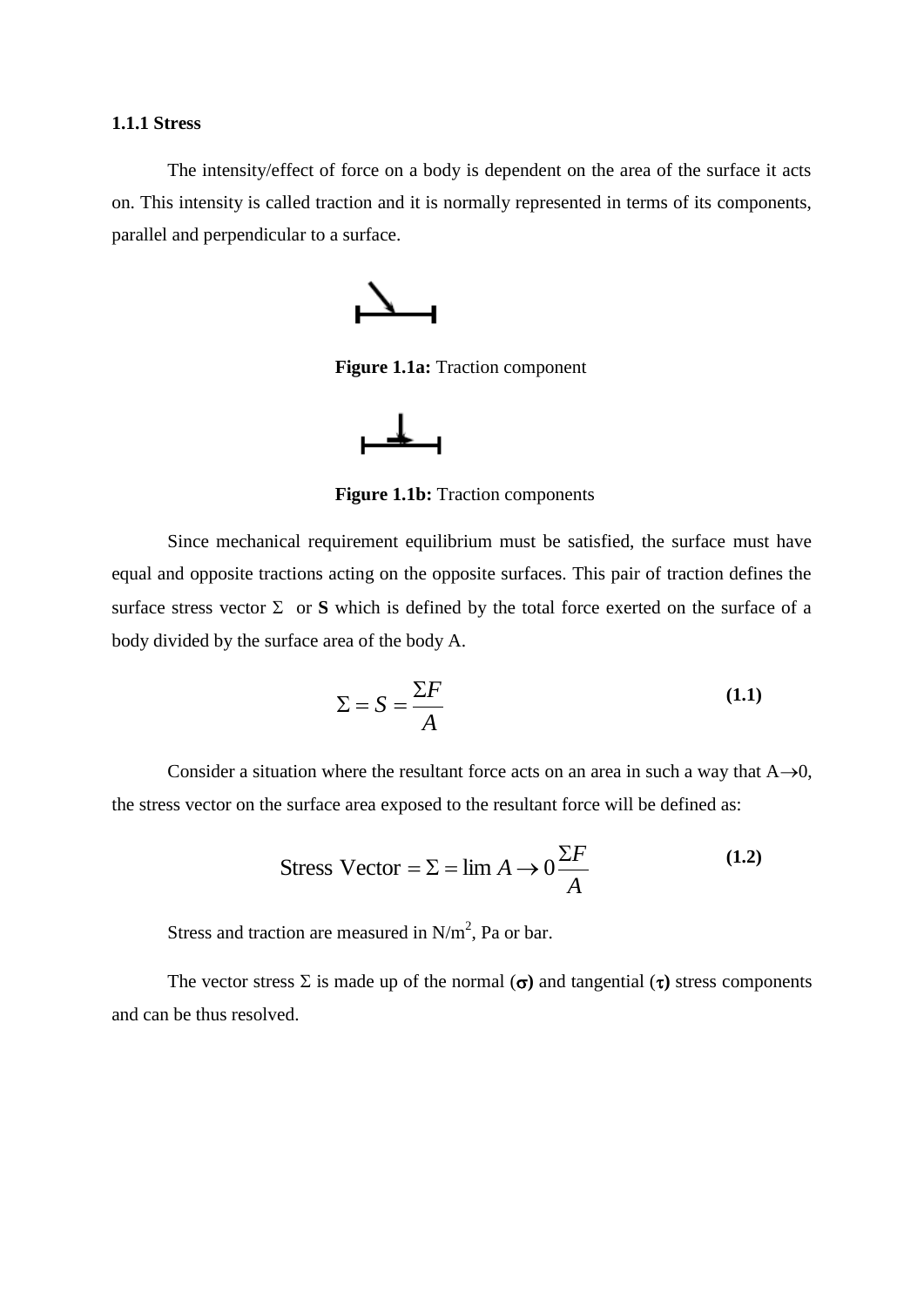### 1.1.1 Stress

The intensity/effect of force on a body is dependent on the area of the surface it acts on. This intensity is called traction and it is normally represented in terms of its components, parallel and perpendicular to a surface.

**Figure 1.1a:** Traction component

**Figure 1.1b:** Traction components

Since mechanical requirement equilibrium must be satisfied, the surface must have equal and opposite tractions acting on the opposite surfaces. This pair of traction defines the surface stress vector $\Sigma$ or **S** which is defined by the total force exerted on the surface of a body divided by the surface area of the body A.

$$\Sigma = S = \frac{\Sigma F}{A} \tag{1.1}$$

Consider a situation where the resultant force acts on an area in such a way that $A \rightarrow 0$, the stress vector on the surface area exposed to the resultant force will be defined as:

$$\text{Stress Vector} = \Sigma = \lim A \rightarrow 0 \frac{\Sigma F}{A} \tag{1.2}$$

Stress and traction are measured in $N/m^2$, Pa or bar.

The vector stress $\Sigma$ is made up of the normal (**$\sigma$**) and tangential (**$\tau$**) stress components and can be thus resolved.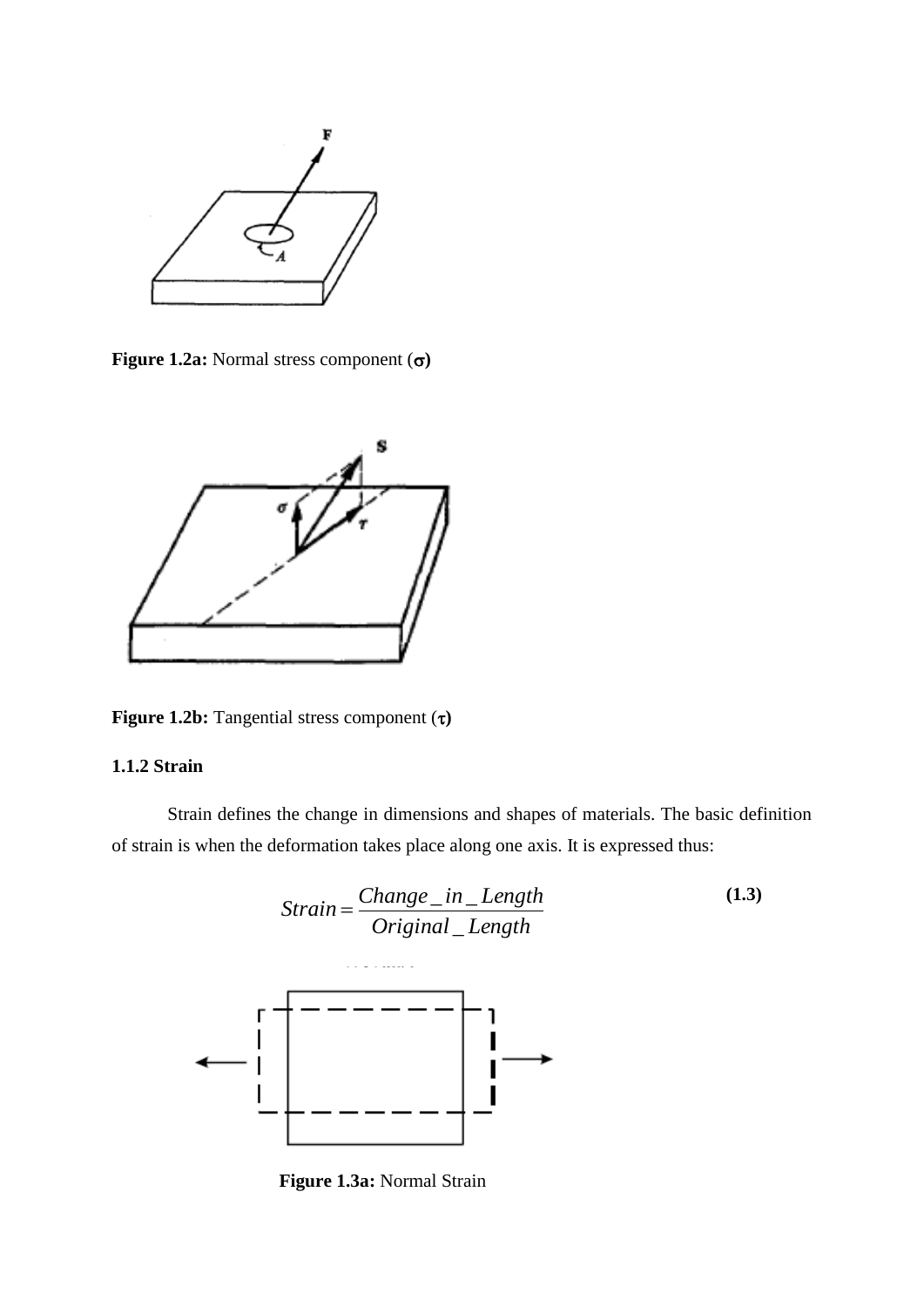**Figure 1.2a:** Normal stress component ($\sigma$)

**Figure 1.2b:** Tangential stress component ($\tau$)

### 1.1.2 Strain

Strain defines the change in dimensions and shapes of materials. The basic definition of strain is when the deformation takes place along one axis. It is expressed thus:

$$Strain = \frac{Change\_in\_Length}{Original\_Length} \tag{1.3}$$

**Figure 1.3a:** Normal Strain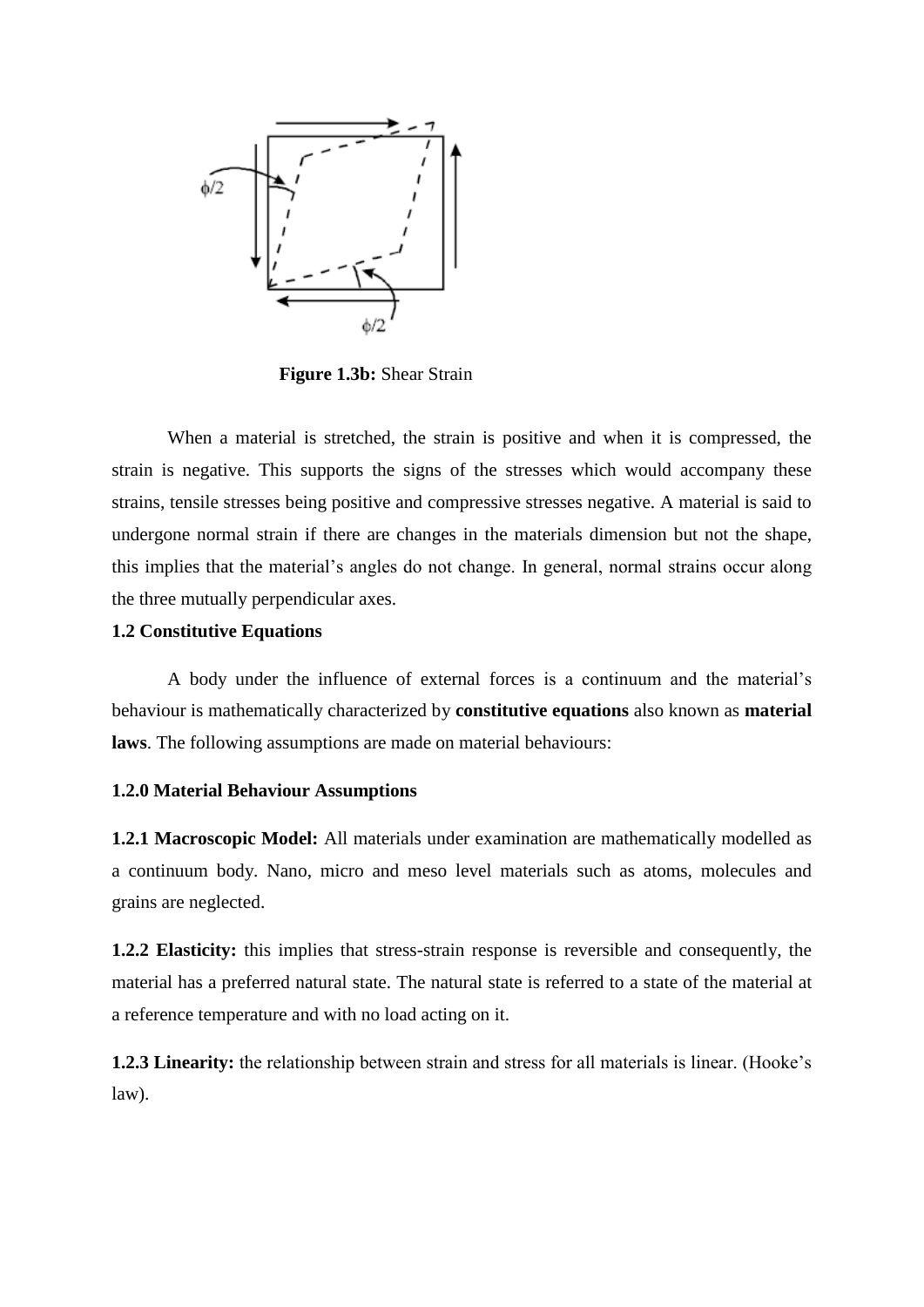**Figure 1.3b:** Shear Strain

When a material is stretched, the strain is positive and when it is compressed, the strain is negative. This supports the signs of the stresses which would accompany these strains, tensile stresses being positive and compressive stresses negative. A material is said to undergone normal strain if there are changes in the materials dimension but not the shape, this implies that the material's angles do not change. In general, normal strains occur along the three mutually perpendicular axes.

### 1.2 Constitutive Equations

A body under the influence of external forces is a continuum and the material's behaviour is mathematically characterized by **constitutive equations** also known as **material laws**. The following assumptions are made on material behaviours:

#### 1.2.0 Material Behaviour Assumptions

**1.2.1 Macroscopic Model:** All materials under examination are mathematically modelled as a continuum body. Nano, micro and meso level materials such as atoms, molecules and grains are neglected.

**1.2.2 Elasticity:** this implies that stress-strain response is reversible and consequently, the material has a preferred natural state. The natural state is referred to a state of the material at a reference temperature and with no load acting on it.

**1.2.3 Linearity:** the relationship between strain and stress for all materials is linear. (Hooke's law).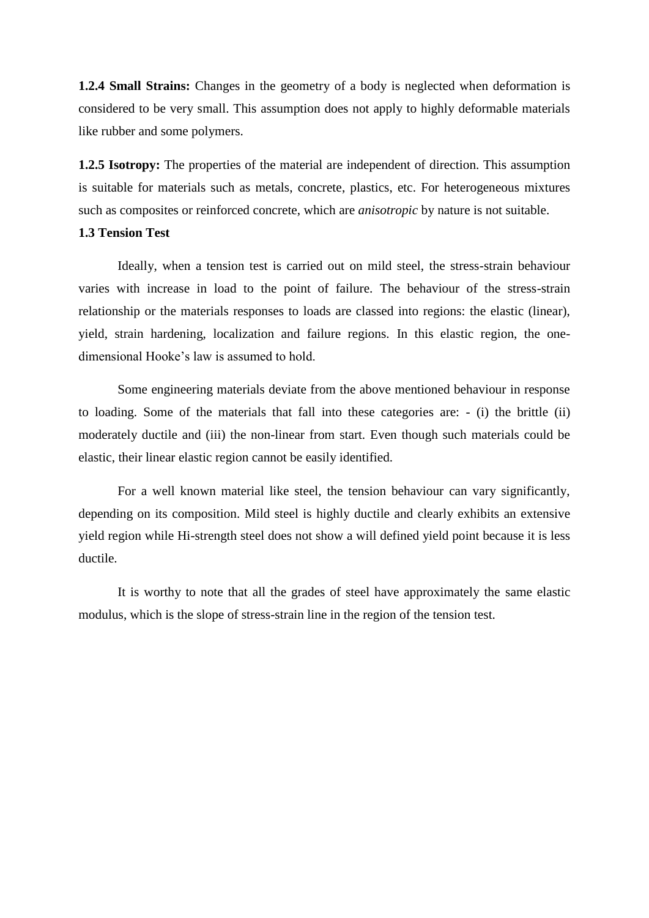**1.2.4 Small Strains:** Changes in the geometry of a body is neglected when deformation is considered to be very small. This assumption does not apply to highly deformable materials like rubber and some polymers.

**1.2.5 Isotropy:** The properties of the material are independent of direction. This assumption is suitable for materials such as metals, concrete, plastics, etc. For heterogeneous mixtures such as composites or reinforced concrete, which are *anisotropic* by nature is not suitable.

### 1.3 Tension Test

Ideally, when a tension test is carried out on mild steel, the stress-strain behaviour varies with increase in load to the point of failure. The behaviour of the stress-strain relationship or the materials responses to loads are classed into regions: the elastic (linear), yield, strain hardening, localization and failure regions. In this elastic region, the one-dimensional Hooke's law is assumed to hold.

Some engineering materials deviate from the above mentioned behaviour in response to loading. Some of the materials that fall into these categories are: - (i) the brittle (ii) moderately ductile and (iii) the non-linear from start. Even though such materials could be elastic, their linear elastic region cannot be easily identified.

For a well known material like steel, the tension behaviour can vary significantly, depending on its composition. Mild steel is highly ductile and clearly exhibits an extensive yield region while Hi-strength steel does not show a will defined yield point because it is less ductile.

It is worthy to note that all the grades of steel have approximately the same elastic modulus, which is the slope of stress-strain line in the region of the tension test.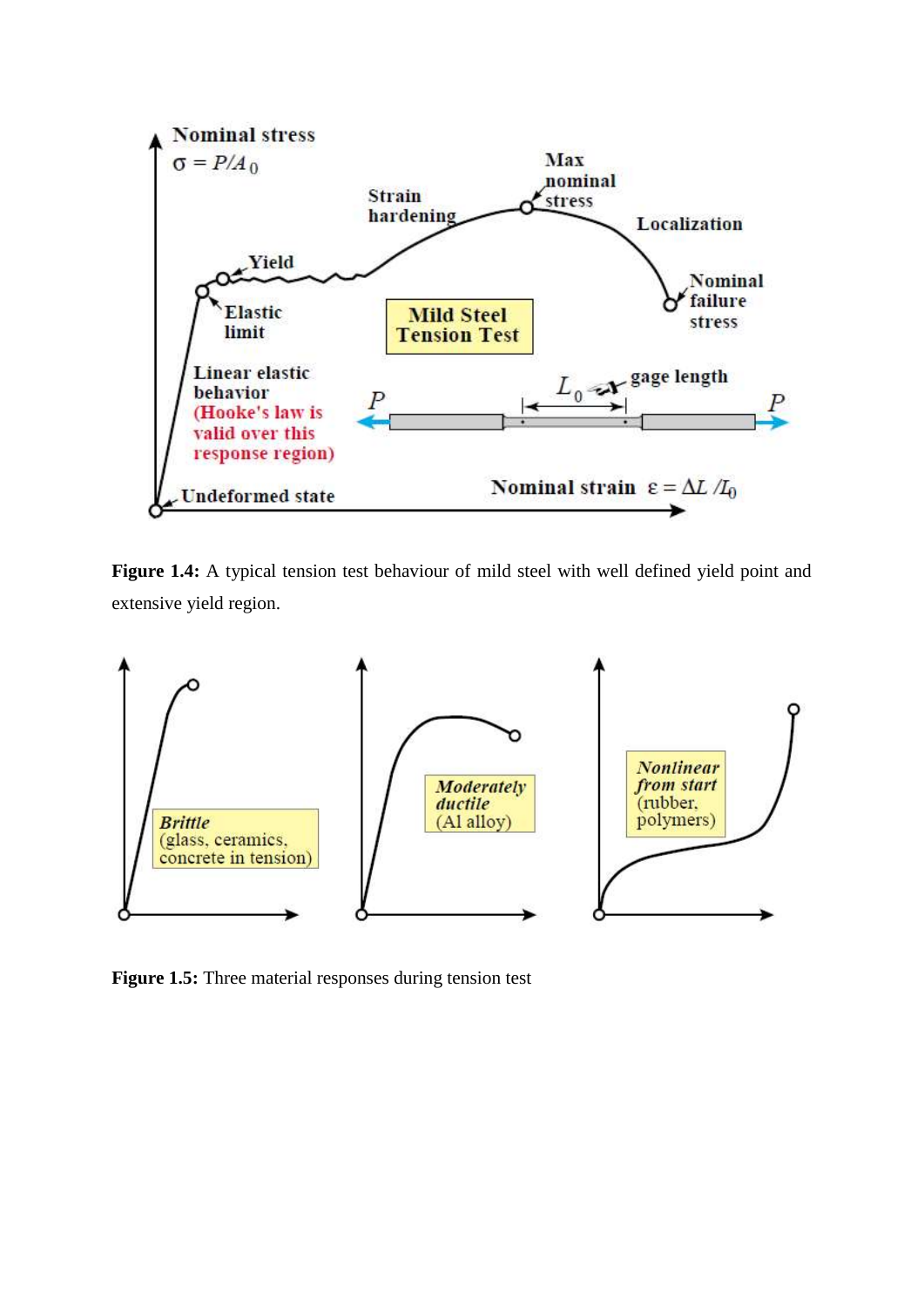**Figure 1.4:** A typical tension test behaviour of mild steel with well defined yield point and extensive yield region.

**Figure 1.5:** Three material responses during tension test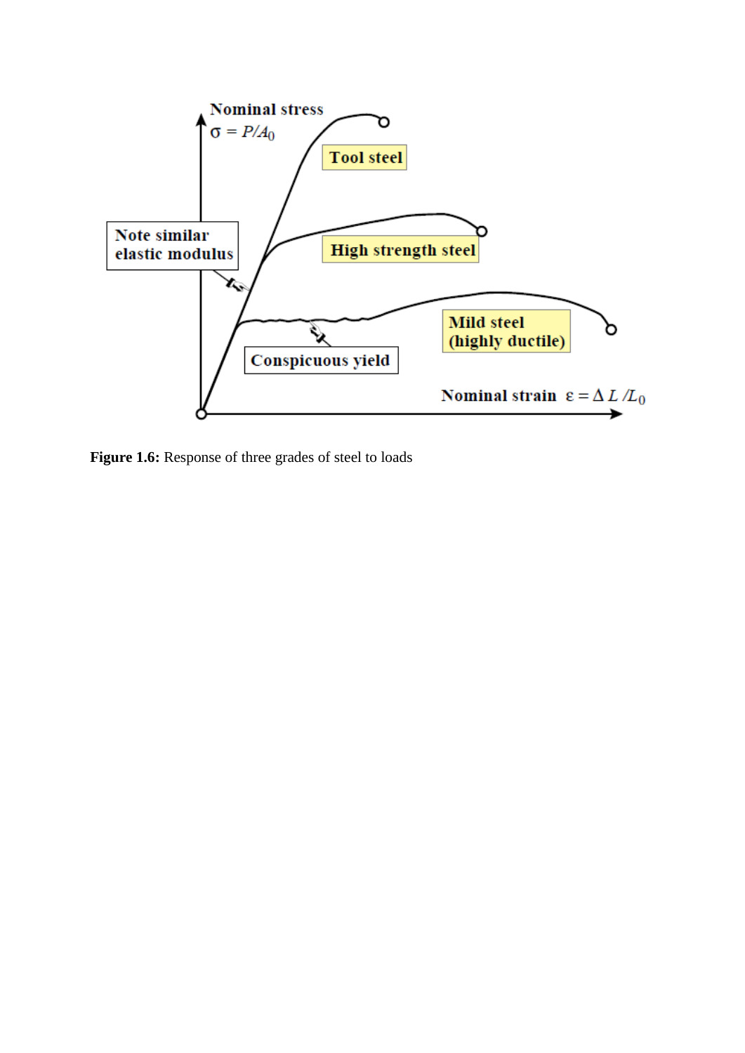Nominal stress

$\sigma = P/A_0$

Tool steel

Note similar elastic modulus

High strength steel

Mild steel (highly ductile)

Conspicuous yield

Nominal strain $\varepsilon = \Delta L / L_0$

**Figure 1.6:** Response of three grades of steel to loads